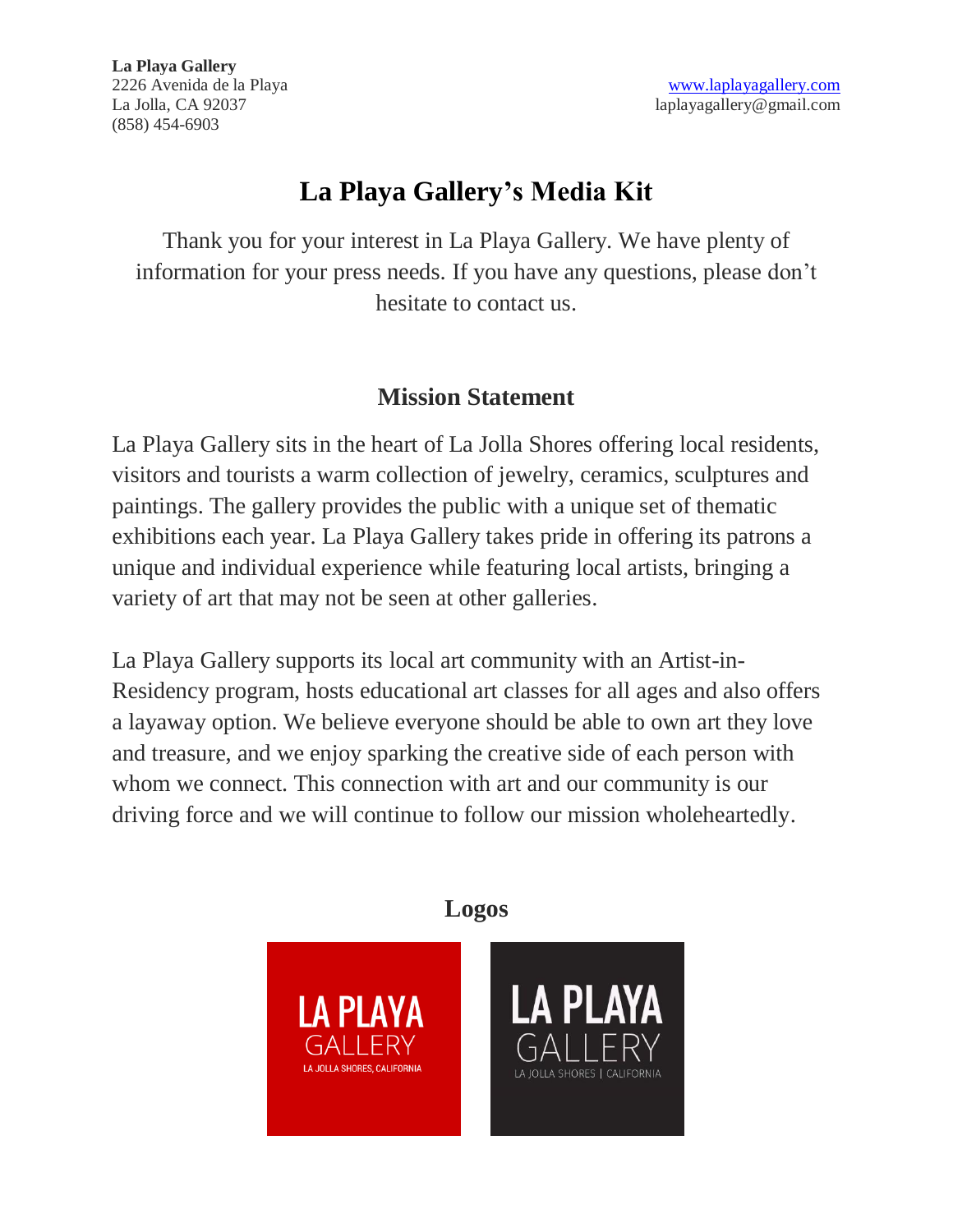**La Playa Gallery**
2226 Avenida de la Playa
La Jolla, CA 92037
(858) 454-6903

www.laplayagallery.com
laplayagallery@gmail.com

# La Playa Gallery's Media Kit

Thank you for your interest in La Playa Gallery. We have plenty of information for your press needs. If you have any questions, please don't hesitate to contact us.

## Mission Statement

La Playa Gallery sits in the heart of La Jolla Shores offering local residents, visitors and tourists a warm collection of jewelry, ceramics, sculptures and paintings. The gallery provides the public with a unique set of thematic exhibitions each year. La Playa Gallery takes pride in offering its patrons a unique and individual experience while featuring local artists, bringing a variety of art that may not be seen at other galleries.

La Playa Gallery supports its local art community with an Artist-in-Residency program, hosts educational art classes for all ages and also offers a layaway option. We believe everyone should be able to own art they love and treasure, and we enjoy sparking the creative side of each person with whom we connect. This connection with art and our community is our driving force and we will continue to follow our mission wholeheartedly.

## Logos

LA PLAYA GALLERY
LA JOLLA SHORES, CALIFORNIA

LA PLAYA GALLERY
LA JOLLA SHORES | CALIFORNIA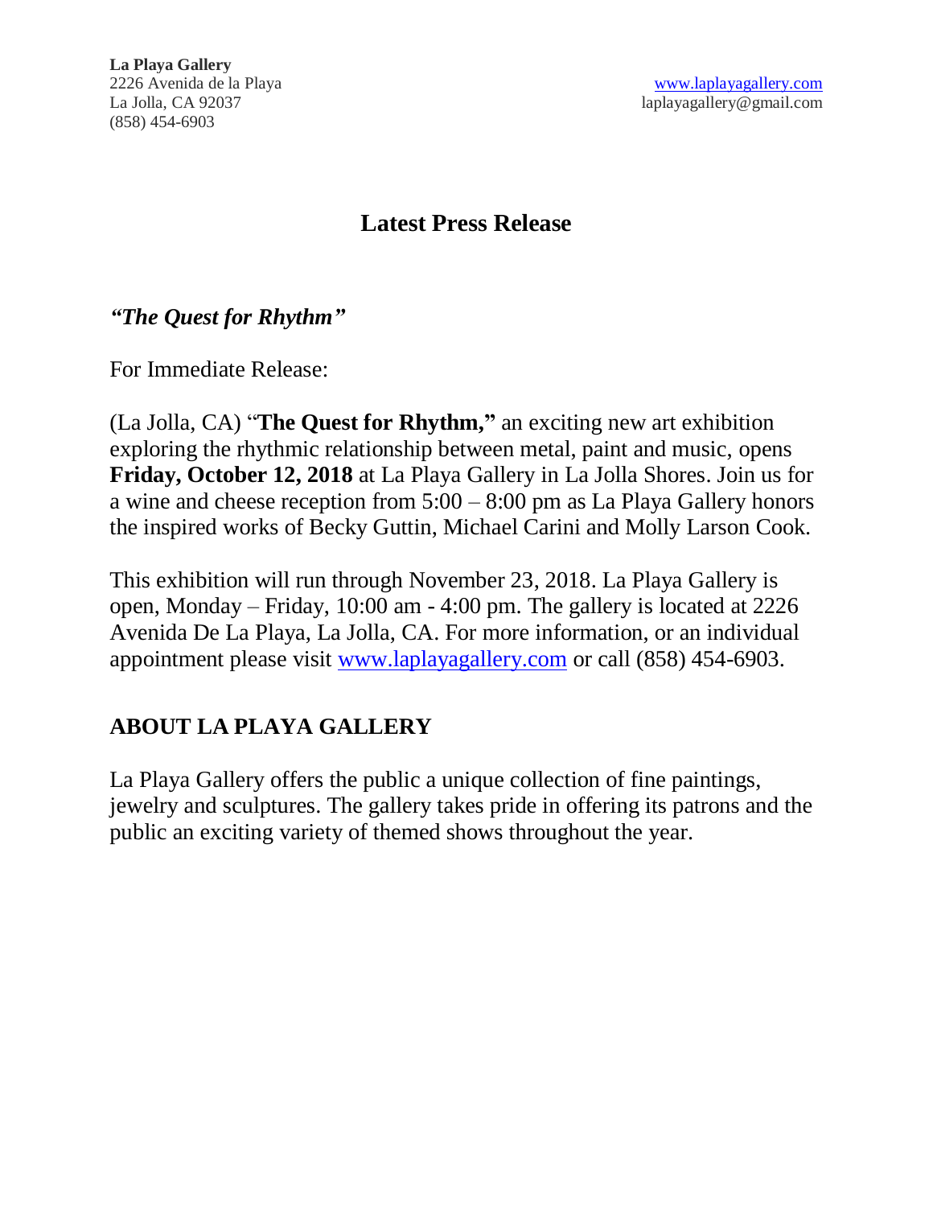**La Playa Gallery**
2226 Avenida de la Playa
La Jolla, CA 92037
(858) 454-6903

www.laplayagallery.com
laplayagallery@gmail.com

# Latest Press Release

***"The Quest for Rhythm"***

For Immediate Release:

(La Jolla, CA) "**The Quest for Rhythm,"** an exciting new art exhibition exploring the rhythmic relationship between metal, paint and music, opens **Friday, October 12, 2018** at La Playa Gallery in La Jolla Shores. Join us for a wine and cheese reception from 5:00 – 8:00 pm as La Playa Gallery honors the inspired works of Becky Guttin, Michael Carini and Molly Larson Cook.

This exhibition will run through November 23, 2018. La Playa Gallery is open, Monday – Friday, 10:00 am - 4:00 pm. The gallery is located at 2226 Avenida De La Playa, La Jolla, CA. For more information, or an individual appointment please visit www.laplayagallery.com or call (858) 454-6903.

## ABOUT LA PLAYA GALLERY

La Playa Gallery offers the public a unique collection of fine paintings, jewelry and sculptures. The gallery takes pride in offering its patrons and the public an exciting variety of themed shows throughout the year.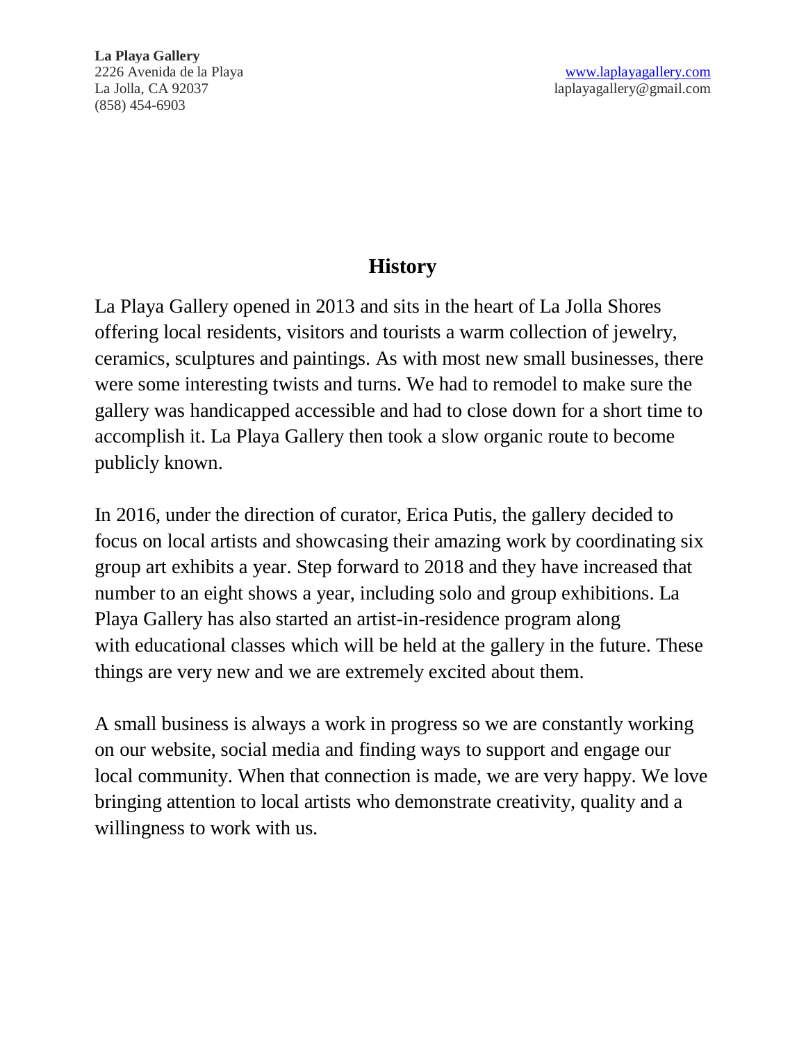**La Playa Gallery**
2226 Avenida de la Playa
La Jolla, CA 92037
(858) 454-6903

www.laplayagallery.com
laplayagallery@gmail.com

# History

La Playa Gallery opened in 2013 and sits in the heart of La Jolla Shores offering local residents, visitors and tourists a warm collection of jewelry, ceramics, sculptures and paintings. As with most new small businesses, there were some interesting twists and turns. We had to remodel to make sure the gallery was handicapped accessible and had to close down for a short time to accomplish it. La Playa Gallery then took a slow organic route to become publicly known.

In 2016, under the direction of curator, Erica Putis, the gallery decided to focus on local artists and showcasing their amazing work by coordinating six group art exhibits a year. Step forward to 2018 and they have increased that number to an eight shows a year, including solo and group exhibitions. La Playa Gallery has also started an artist-in-residence program along with educational classes which will be held at the gallery in the future. These things are very new and we are extremely excited about them.

A small business is always a work in progress so we are constantly working on our website, social media and finding ways to support and engage our local community. When that connection is made, we are very happy. We love bringing attention to local artists who demonstrate creativity, quality and a willingness to work with us.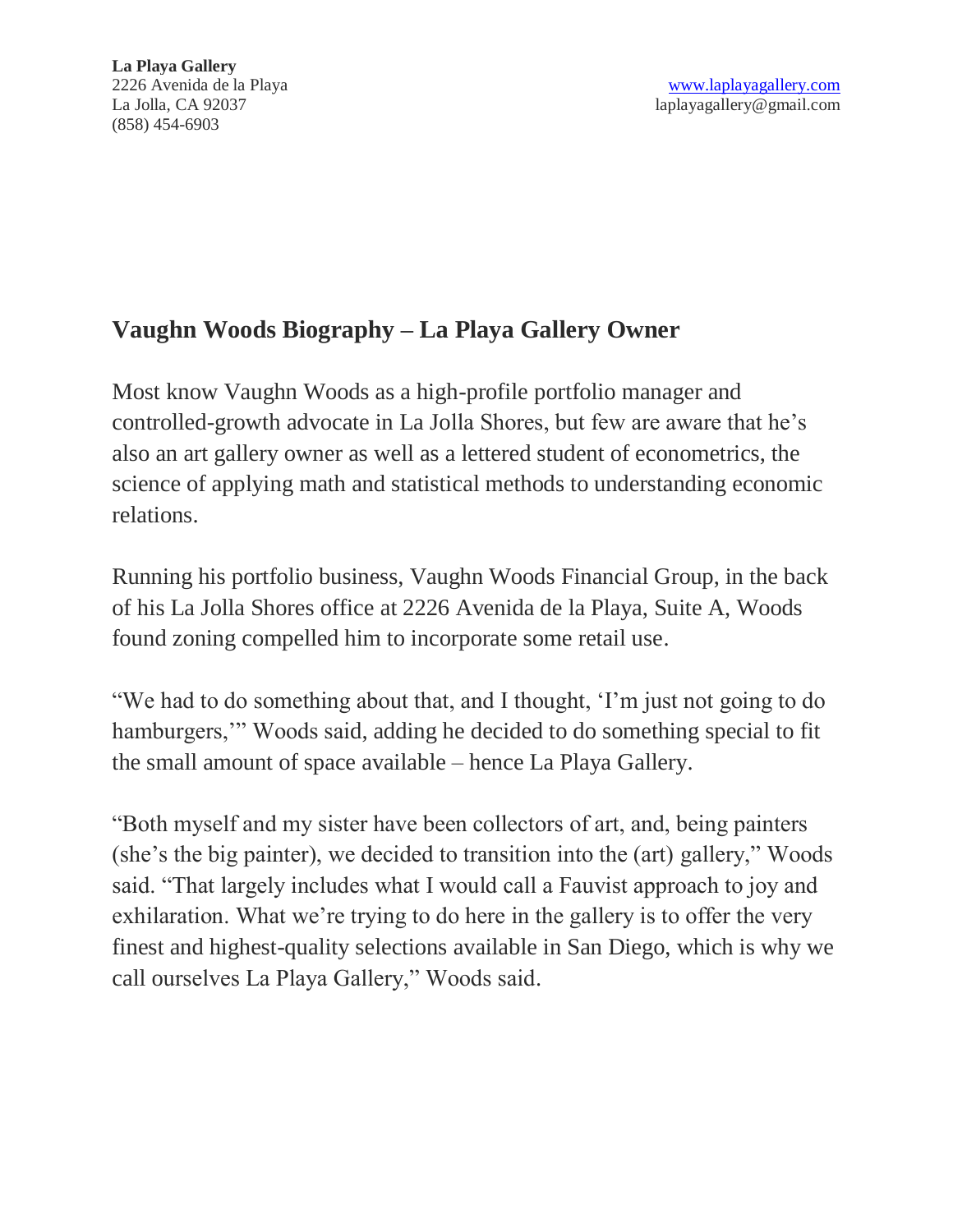**La Playa Gallery**
2226 Avenida de la Playa
La Jolla, CA 92037
(858) 454-6903

www.laplayagallery.com
laplayagallery@gmail.com

## Vaughn Woods Biography – La Playa Gallery Owner

Most know Vaughn Woods as a high-profile portfolio manager and controlled-growth advocate in La Jolla Shores, but few are aware that he's also an art gallery owner as well as a lettered student of econometrics, the science of applying math and statistical methods to understanding economic relations.

Running his portfolio business, Vaughn Woods Financial Group, in the back of his La Jolla Shores office at 2226 Avenida de la Playa, Suite A, Woods found zoning compelled him to incorporate some retail use.

"We had to do something about that, and I thought, 'I'm just not going to do hamburgers,'" Woods said, adding he decided to do something special to fit the small amount of space available – hence La Playa Gallery.

"Both myself and my sister have been collectors of art, and, being painters (she's the big painter), we decided to transition into the (art) gallery," Woods said. "That largely includes what I would call a Fauvist approach to joy and exhilaration. What we're trying to do here in the gallery is to offer the very finest and highest-quality selections available in San Diego, which is why we call ourselves La Playa Gallery," Woods said.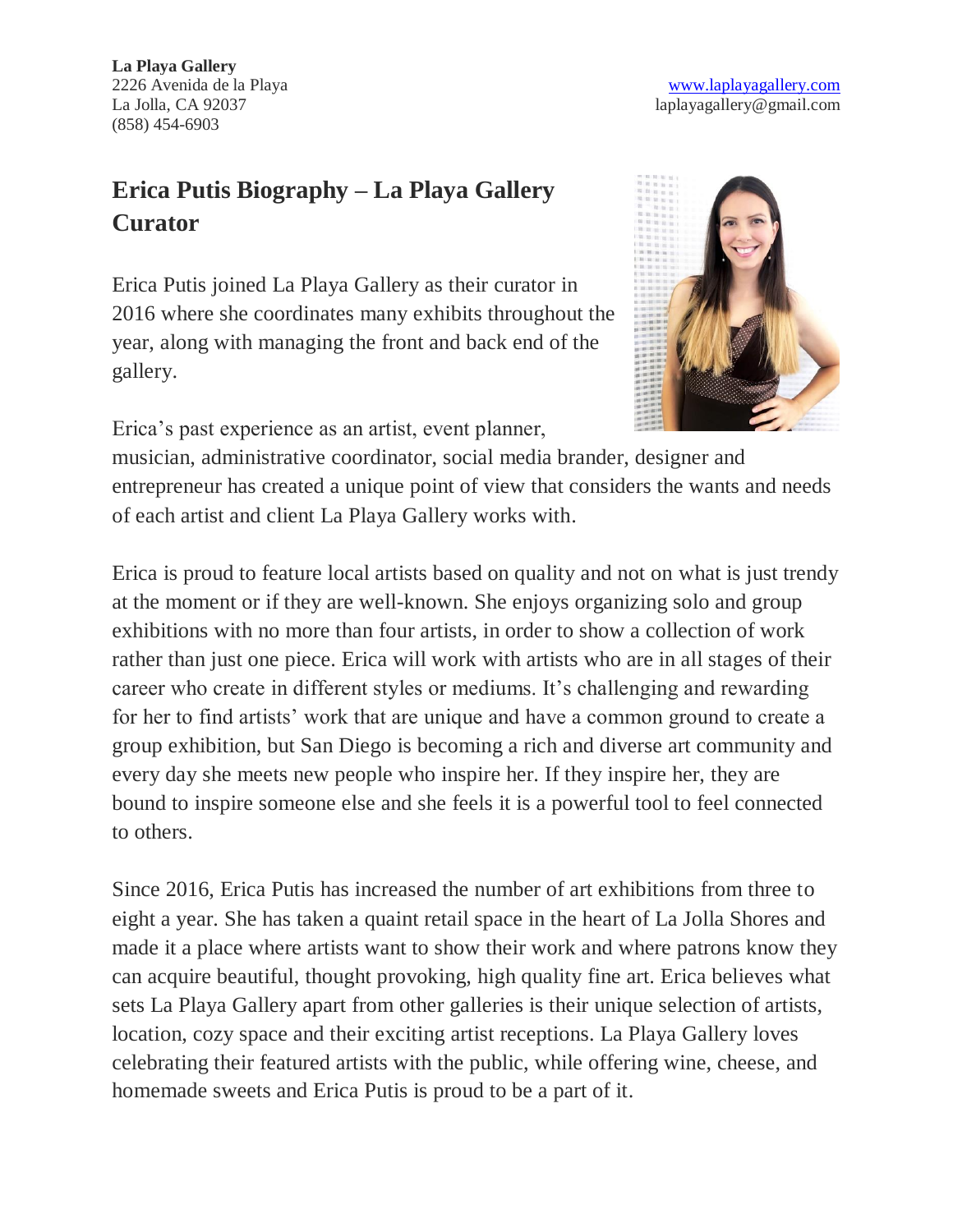**La Playa Gallery**
2226 Avenida de la Playa
La Jolla, CA 92037
(858) 454-6903

www.laplayagallery.com
laplayagallery@gmail.com

# Erica Putis Biography – La Playa Gallery Curator

Erica Putis joined La Playa Gallery as their curator in 2016 where she coordinates many exhibits throughout the year, along with managing the front and back end of the gallery.

Erica's past experience as an artist, event planner, musician, administrative coordinator, social media brander, designer and entrepreneur has created a unique point of view that considers the wants and needs of each artist and client La Playa Gallery works with.

Erica is proud to feature local artists based on quality and not on what is just trendy at the moment or if they are well-known. She enjoys organizing solo and group exhibitions with no more than four artists, in order to show a collection of work rather than just one piece. Erica will work with artists who are in all stages of their career who create in different styles or mediums. It's challenging and rewarding for her to find artists' work that are unique and have a common ground to create a group exhibition, but San Diego is becoming a rich and diverse art community and every day she meets new people who inspire her. If they inspire her, they are bound to inspire someone else and she feels it is a powerful tool to feel connected to others.

Since 2016, Erica Putis has increased the number of art exhibitions from three to eight a year. She has taken a quaint retail space in the heart of La Jolla Shores and made it a place where artists want to show their work and where patrons know they can acquire beautiful, thought provoking, high quality fine art. Erica believes what sets La Playa Gallery apart from other galleries is their unique selection of artists, location, cozy space and their exciting artist receptions. La Playa Gallery loves celebrating their featured artists with the public, while offering wine, cheese, and homemade sweets and Erica Putis is proud to be a part of it.